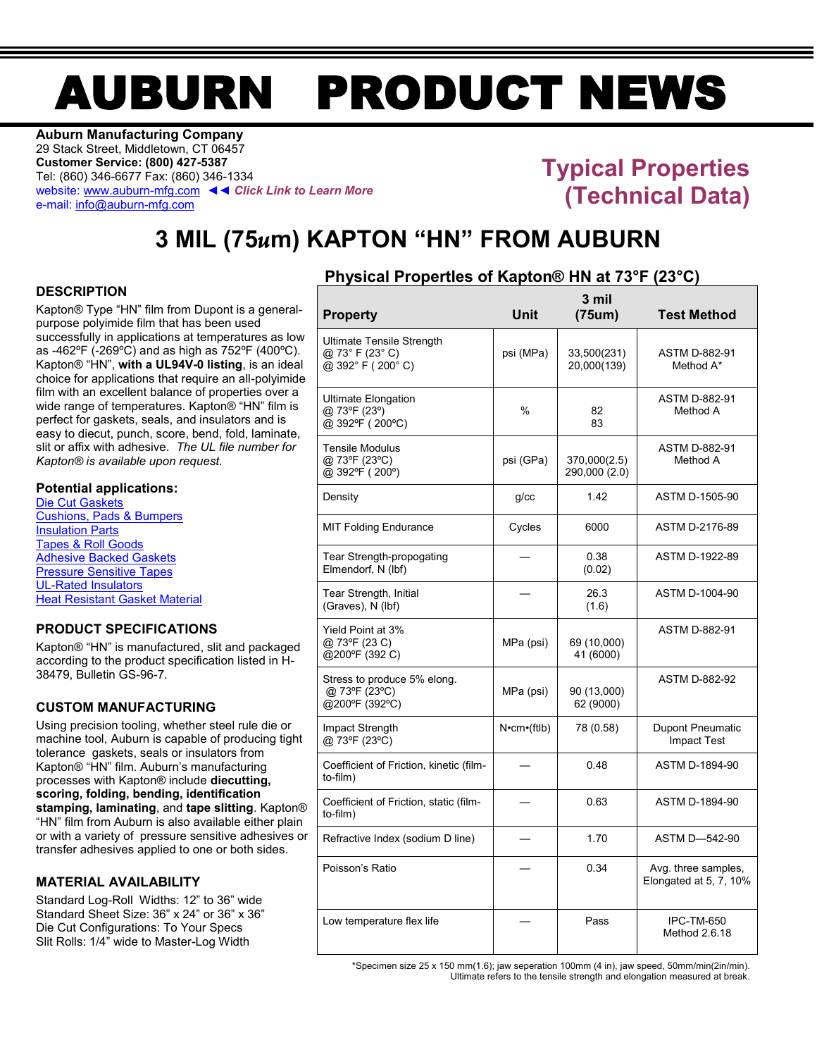# AUBURN PRODUCT NEWS

**Auburn Manufacturing Company**
29 Stack Street, Middletown, CT 06457
**Customer Service: (800) 427-5387**
Tel: (860) 346-6677 Fax: (860) 346-1334
website: www.auburn-mfg.com ◄◄ ***Click Link to Learn More***
e-mail: info@auburn-mfg.com

## Typical Properties (Technical Data)

# 3 MIL (75*u*m) KAPTON "HN" FROM AUBURN

### DESCRIPTION

Kapton® Type "HN" film from Dupont is a general-purpose polyimide film that has been used successfully in applications at temperatures as low as -462ºF (-269ºC) and as high as 752ºF (400ºC). Kapton® "HN", **with a UL94V-0 listing**, is an ideal choice for applications that require an all-polyimide film with an excellent balance of properties over a wide range of temperatures. Kapton® "HN" film is perfect for gaskets, seals, and insulators and is easy to diecut, punch, score, bend, fold, laminate, slit or affix with adhesive. *The UL file number for Kapton® is available upon request.*

### Potential applications:

- Die Cut Gaskets
- Cushions, Pads & Bumpers
- Insulation Parts
- Tapes & Roll Goods
- Adhesive Backed Gaskets
- Pressure Sensitive Tapes
- UL-Rated Insulators
- Heat Resistant Gasket Material

### PRODUCT SPECIFICATIONS

Kapton® "HN" is manufactured, slit and packaged according to the product specification listed in H-38479, Bulletin GS-96-7.

### CUSTOM MANUFACTURING

Using precision tooling, whether steel rule die or machine tool, Auburn is capable of producing tight tolerance gaskets, seals or insulators from Kapton® "HN" film. Auburn's manufacturing processes with Kapton® include **diecutting, scoring, folding, bending, identification stamping, laminating**, and **tape slitting**. Kapton® "HN" film from Auburn is also available either plain or with a variety of pressure sensitive adhesives or transfer adhesives applied to one or both sides.

### MATERIAL AVAILABILITY

Standard Log-Roll Widths: 12" to 36" wide
Standard Sheet Size: 36" x 24" or 36" x 36"
Die Cut Configurations: To Your Specs
Slit Rolls: 1/4" wide to Master-Log Width

### Physical Propertles of Kapton® HN at 73°F (23°C)

| Property | Unit | 3 mil (75um) | Test Method |
|---|---|---|---|
| Ultimate Tensile Strength<br>@ 73° F (23° C)<br>@ 392° F ( 200° C) | psi (MPa) | 33,500(231)<br>20,000(139) | ASTM D-882-91 Method A* |
| Ultimate Elongation<br>@ 73ºF (23º)<br>@ 392ºF ( 200ºC) | % | 82<br>83 | ASTM D-882-91 Method A |
| Tensile Modulus<br>@ 73ºF (23ºC)<br>@ 392ºF ( 200º) | psi (GPa) | 370,000(2.5)<br>290,000 (2.0) | ASTM D-882-91 Method A |
| Density | g/cc | 1.42 | ASTM D-1505-90 |
| MIT Folding Endurance | Cycles | 6000 | ASTM D-2176-89 |
| Tear Strength-propogating Elmendorf, N (lbf) | — | 0.38<br>(0.02) | ASTM D-1922-89 |
| Tear Strength, Initial (Graves), N (lbf) | — | 26.3<br>(1.6) | ASTM D-1004-90 |
| Yield Point at 3%<br>@ 73ºF (23 C)<br>@200ºF (392 C) | MPa (psi) | 69 (10,000)<br>41 (6000) | ASTM D-882-91 |
| Stress to produce 5% elong.<br>@ 73ºF (23ºC)<br>@200ºF (392ºC) | MPa (psi) | 90 (13,000)<br>62 (9000) | ASTM D-882-92 |
| Impact Strength<br>@ 73ºF (23ºC) | N•cm•(ftlb) | 78 (0.58) | Dupont Pneumatic Impact Test |
| Coefficient of Friction, kinetic (film-to-film) | — | 0.48 | ASTM D-1894-90 |
| Coefficient of Friction, static (film-to-film) | — | 0.63 | ASTM D-1894-90 |
| Refractive Index (sodium D line) | — | 1.70 | ASTM D—542-90 |
| Poisson's Ratio | — | 0.34 | Avg. three samples, Elongated at 5, 7, 10% |
| Low temperature flex life | — | Pass | IPC-TM-650 Method 2.6.18 |

*Specimen size 25 x 150 mm(1.6); jaw seperation 100mm (4 in), jaw speed, 50mm/min(2in/min). Ultimate refers to the tensile strength and elongation measured at break.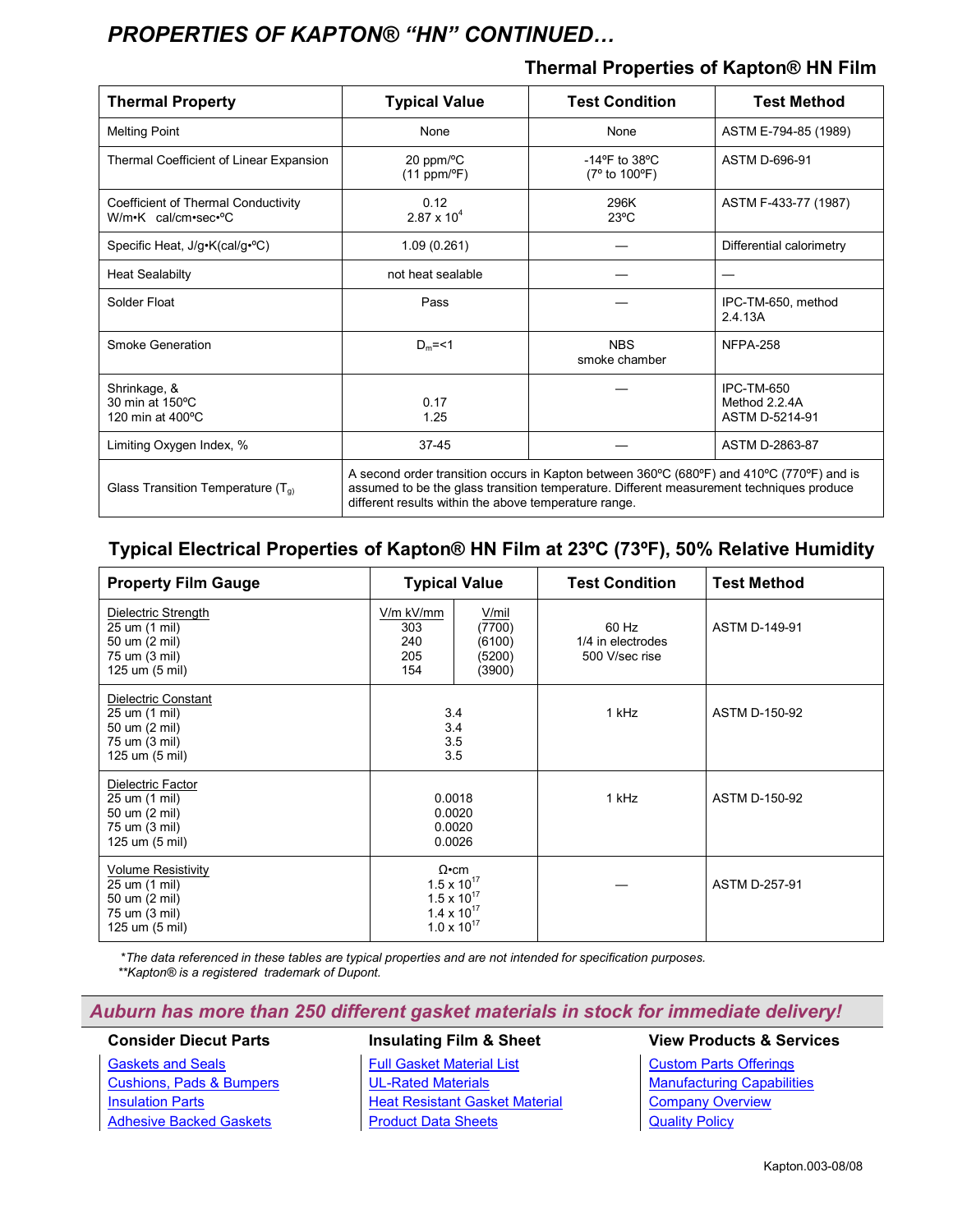# PROPERTIES OF KAPTON® "HN" CONTINUED…

## Thermal Properties of Kapton® HN Film

| Thermal Property | Typical Value | Test Condition | Test Method |
|---|---|---|---|
| Melting Point | None | None | ASTM E-794-85 (1989) |
| Thermal Coefficient of Linear Expansion | 20 ppm/ºC<br>(11 ppm/ºF) | -14ºF to 38ºC<br>(7º to 100ºF) | ASTM D-696-91 |
| Coefficient of Thermal Conductivity<br>W/m•K cal/cm•sec•ºC | 0.12<br>$2.87 \times 10^4$ | 296K<br>23ºC | ASTM F-433-77 (1987) |
| Specific Heat, J/g•K(cal/g•ºC) | 1.09 (0.261) | — | Differential calorimetry |
| Heat Sealabilty | not heat sealable | — | — |
| Solder Float | Pass | — | IPC-TM-650, method 2.4.13A |
| Smoke Generation | $D_m$=<1 | NBS<br>smoke chamber | NFPA-258 |
| Shrinkage, &<br>30 min at 150ºC<br>120 min at 400ºC | <br>0.17<br>1.25 | — | IPC-TM-650<br>Method 2.2.4A<br>ASTM D-5214-91 |
| Limiting Oxygen Index, % | 37-45 | — | ASTM D-2863-87 |
| Glass Transition Temperature ($T_g$) | A second order transition occurs in Kapton between 360ºC (680ºF) and 410ºC (770ºF) and is assumed to be the glass transition temperature. Different measurement techniques produce different results within the above temperature range. | | |

## Typical Electrical Properties of Kapton® HN Film at 23ºC (73ºF), 50% Relative Humidity

| Property Film Gauge | Typical Value | | Test Condition | Test Method |
|---|---|---|---|---|
| Dielectric Strength<br>25 um (1 mil)<br>50 um (2 mil)<br>75 um (3 mil)<br>125 um (5 mil) | V/m kV/mm<br>303<br>240<br>205<br>154 | V/mil<br>(7700)<br>(6100)<br>(5200)<br>(3900) | 60 Hz<br>1/4 in electrodes<br>500 V/sec rise | ASTM D-149-91 |
| Dielectric Constant<br>25 um (1 mil)<br>50 um (2 mil)<br>75 um (3 mil)<br>125 um (5 mil) | <br>3.4<br>3.4<br>3.5<br>3.5 | | 1 kHz | ASTM D-150-92 |
| Dielectric Factor<br>25 um (1 mil)<br>50 um (2 mil)<br>75 um (3 mil)<br>125 um (5 mil) | <br>0.0018<br>0.0020<br>0.0020<br>0.0026 | | 1 kHz | ASTM D-150-92 |
| Volume Resistivity<br>25 um (1 mil)<br>50 um (2 mil)<br>75 um (3 mil)<br>125 um (5 mil) | Ω•cm<br>$1.5 \times 10^{17}$<br>$1.5 \times 10^{17}$<br>$1.4 \times 10^{17}$<br>$1.0 \times 10^{17}$ | | — | ASTM D-257-91 |

*\*The data referenced in these tables are typical properties and are not intended for specification purposes.*
*\*\*Kapton® is a registered trademark of Dupont.*

***Auburn has more than 250 different gasket materials in stock for immediate delivery!***

**Consider Diecut Parts**
- Gaskets and Seals
- Cushions, Pads & Bumpers
- Insulation Parts
- Adhesive Backed Gaskets

**Insulating Film & Sheet**
- Full Gasket Material List
- UL-Rated Materials
- Heat Resistant Gasket Material
- Product Data Sheets

**View Products & Services**
- Custom Parts Offerings
- Manufacturing Capabilities
- Company Overview
- Quality Policy

Kapton.003-08/08